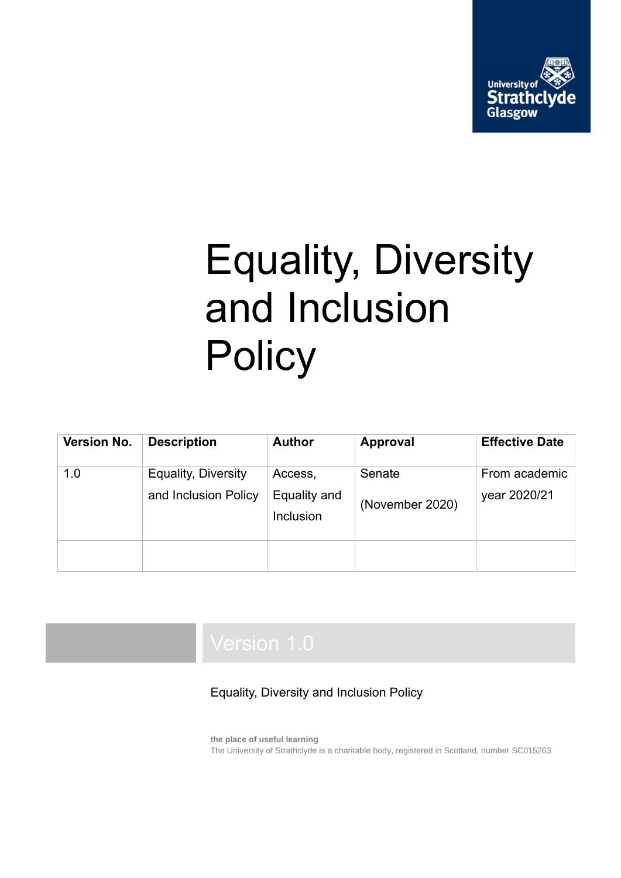University of Strathclyde Glasgow

# Equality, Diversity and Inclusion Policy

| Version No. | Description | Author | Approval | Effective Date |
| --- | --- | --- | --- | --- |
| 1.0 | Equality, Diversity and Inclusion Policy | Access, Equality and Inclusion | Senate (November 2020) | From academic year 2020/21 |
| | | | | |

## Version 1.0

Equality, Diversity and Inclusion Policy

**the place of useful learning**
The University of Strathclyde is a charitable body, registered in Scotland, number SC015263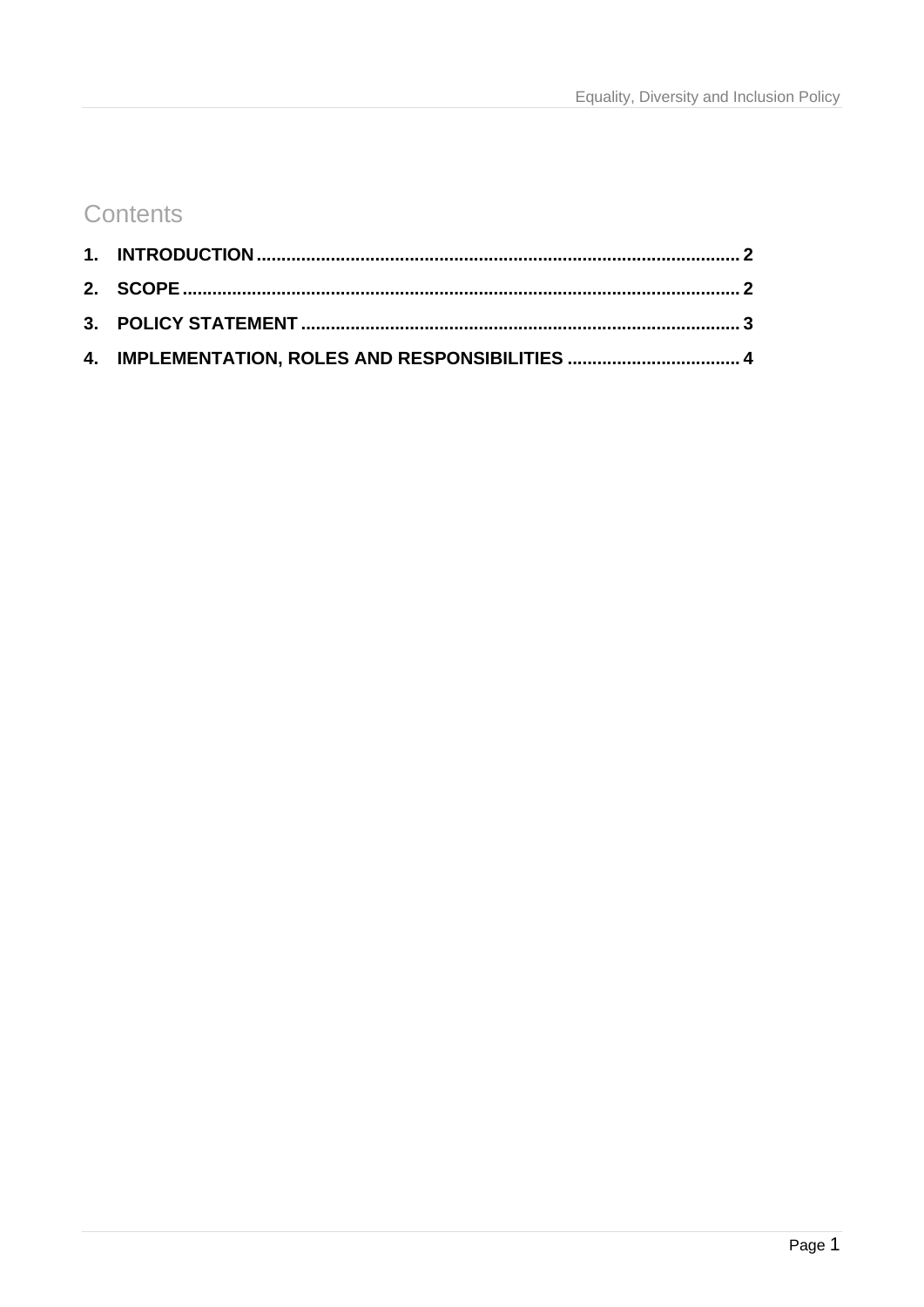# Contents

**1. INTRODUCTION** ........................................................................................... **2**

**2. SCOPE** .............................................................................................................. **2**

**3. POLICY STATEMENT** ...................................................................................... **3**

**4. IMPLEMENTATION, ROLES AND RESPONSIBILITIES** ................................... **4**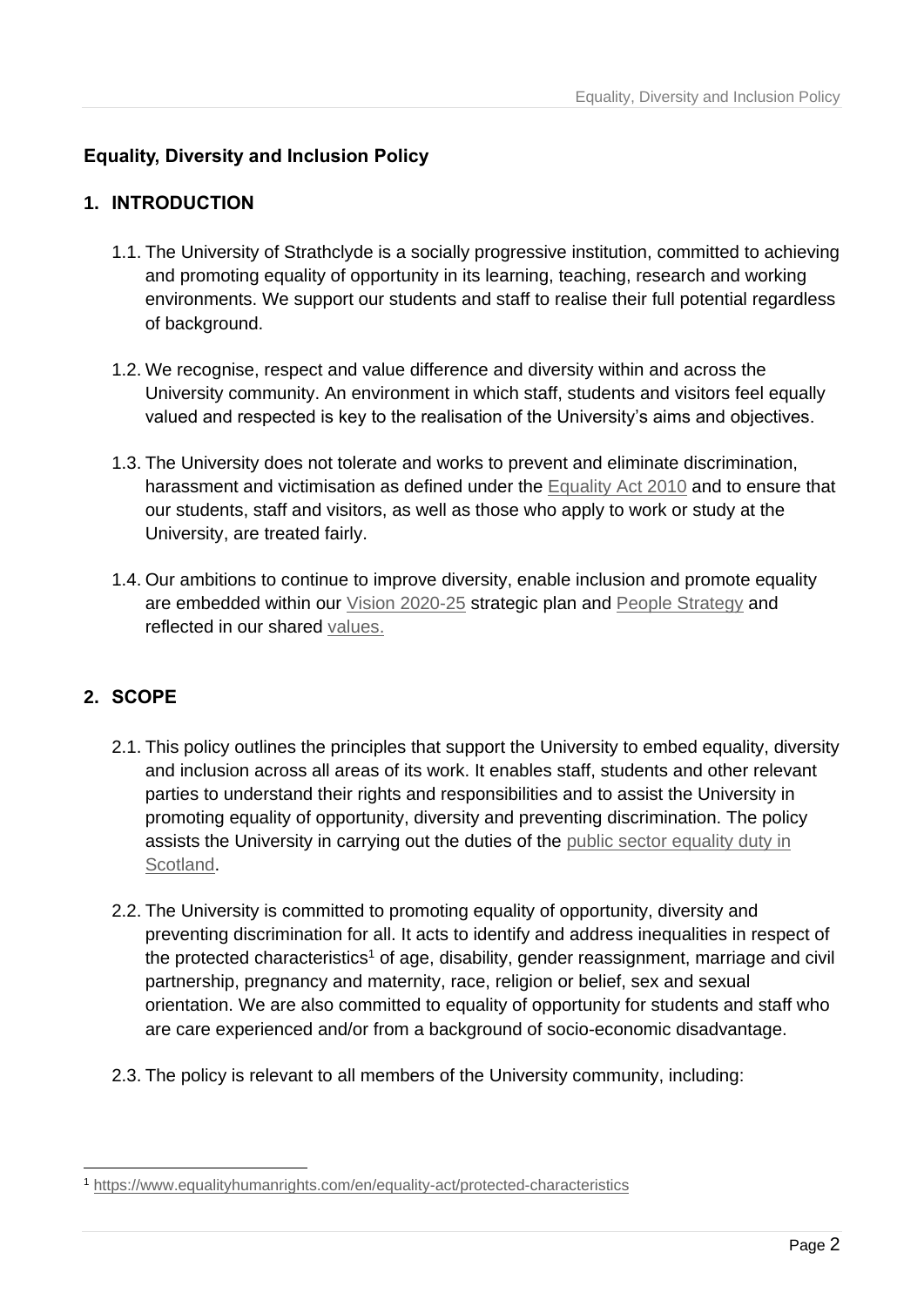## Equality, Diversity and Inclusion Policy

### 1. INTRODUCTION

1.1. The University of Strathclyde is a socially progressive institution, committed to achieving and promoting equality of opportunity in its learning, teaching, research and working environments. We support our students and staff to realise their full potential regardless of background.

1.2. We recognise, respect and value difference and diversity within and across the University community. An environment in which staff, students and visitors feel equally valued and respected is key to the realisation of the University's aims and objectives.

1.3. The University does not tolerate and works to prevent and eliminate discrimination, harassment and victimisation as defined under the Equality Act 2010 and to ensure that our students, staff and visitors, as well as those who apply to work or study at the University, are treated fairly.

1.4. Our ambitions to continue to improve diversity, enable inclusion and promote equality are embedded within our Vision 2020-25 strategic plan and People Strategy and reflected in our shared values.

### 2. SCOPE

2.1. This policy outlines the principles that support the University to embed equality, diversity and inclusion across all areas of its work. It enables staff, students and other relevant parties to understand their rights and responsibilities and to assist the University in promoting equality of opportunity, diversity and preventing discrimination. The policy assists the University in carrying out the duties of the public sector equality duty in Scotland.

2.2. The University is committed to promoting equality of opportunity, diversity and preventing discrimination for all. It acts to identify and address inequalities in respect of the protected characteristics[1] of age, disability, gender reassignment, marriage and civil partnership, pregnancy and maternity, race, religion or belief, sex and sexual orientation. We are also committed to equality of opportunity for students and staff who are care experienced and/or from a background of socio-economic disadvantage.

2.3. The policy is relevant to all members of the University community, including:

[1] https://www.equalityhumanrights.com/en/equality-act/protected-characteristics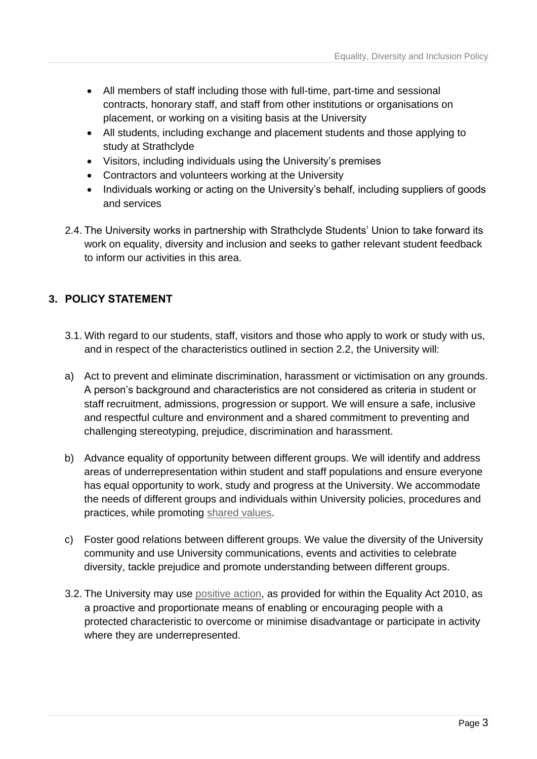- All members of staff including those with full-time, part-time and sessional contracts, honorary staff, and staff from other institutions or organisations on placement, or working on a visiting basis at the University
- All students, including exchange and placement students and those applying to study at Strathclyde
- Visitors, including individuals using the University's premises
- Contractors and volunteers working at the University
- Individuals working or acting on the University's behalf, including suppliers of goods and services

2.4. The University works in partnership with Strathclyde Students' Union to take forward its work on equality, diversity and inclusion and seeks to gather relevant student feedback to inform our activities in this area.

## 3. POLICY STATEMENT

3.1. With regard to our students, staff, visitors and those who apply to work or study with us, and in respect of the characteristics outlined in section 2.2, the University will:

a) Act to prevent and eliminate discrimination, harassment or victimisation on any grounds. A person's background and characteristics are not considered as criteria in student or staff recruitment, admissions, progression or support. We will ensure a safe, inclusive and respectful culture and environment and a shared commitment to preventing and challenging stereotyping, prejudice, discrimination and harassment.

b) Advance equality of opportunity between different groups. We will identify and address areas of underrepresentation within student and staff populations and ensure everyone has equal opportunity to work, study and progress at the University. We accommodate the needs of different groups and individuals within University policies, procedures and practices, while promoting shared values.

c) Foster good relations between different groups. We value the diversity of the University community and use University communications, events and activities to celebrate diversity, tackle prejudice and promote understanding between different groups.

3.2. The University may use positive action, as provided for within the Equality Act 2010, as a proactive and proportionate means of enabling or encouraging people with a protected characteristic to overcome or minimise disadvantage or participate in activity where they are underrepresented.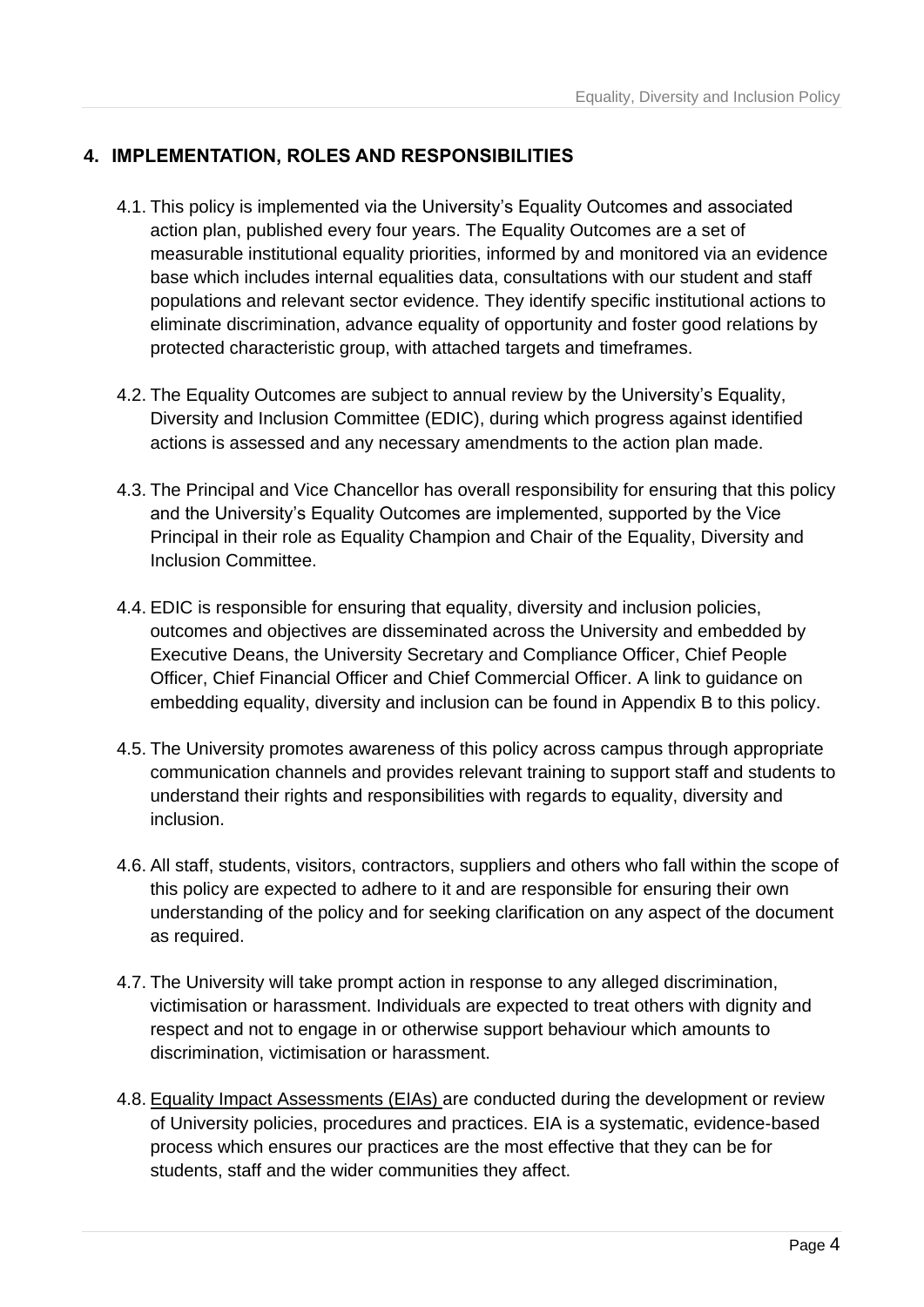## 4. IMPLEMENTATION, ROLES AND RESPONSIBILITIES

4.1. This policy is implemented via the University's Equality Outcomes and associated action plan, published every four years. The Equality Outcomes are a set of measurable institutional equality priorities, informed by and monitored via an evidence base which includes internal equalities data, consultations with our student and staff populations and relevant sector evidence. They identify specific institutional actions to eliminate discrimination, advance equality of opportunity and foster good relations by protected characteristic group, with attached targets and timeframes.

4.2. The Equality Outcomes are subject to annual review by the University's Equality, Diversity and Inclusion Committee (EDIC), during which progress against identified actions is assessed and any necessary amendments to the action plan made.

4.3. The Principal and Vice Chancellor has overall responsibility for ensuring that this policy and the University's Equality Outcomes are implemented, supported by the Vice Principal in their role as Equality Champion and Chair of the Equality, Diversity and Inclusion Committee.

4.4. EDIC is responsible for ensuring that equality, diversity and inclusion policies, outcomes and objectives are disseminated across the University and embedded by Executive Deans, the University Secretary and Compliance Officer, Chief People Officer, Chief Financial Officer and Chief Commercial Officer. A link to guidance on embedding equality, diversity and inclusion can be found in Appendix B to this policy.

4.5. The University promotes awareness of this policy across campus through appropriate communication channels and provides relevant training to support staff and students to understand their rights and responsibilities with regards to equality, diversity and inclusion.

4.6. All staff, students, visitors, contractors, suppliers and others who fall within the scope of this policy are expected to adhere to it and are responsible for ensuring their own understanding of the policy and for seeking clarification on any aspect of the document as required.

4.7. The University will take prompt action in response to any alleged discrimination, victimisation or harassment. Individuals are expected to treat others with dignity and respect and not to engage in or otherwise support behaviour which amounts to discrimination, victimisation or harassment.

4.8. Equality Impact Assessments (EIAs) are conducted during the development or review of University policies, procedures and practices. EIA is a systematic, evidence-based process which ensures our practices are the most effective that they can be for students, staff and the wider communities they affect.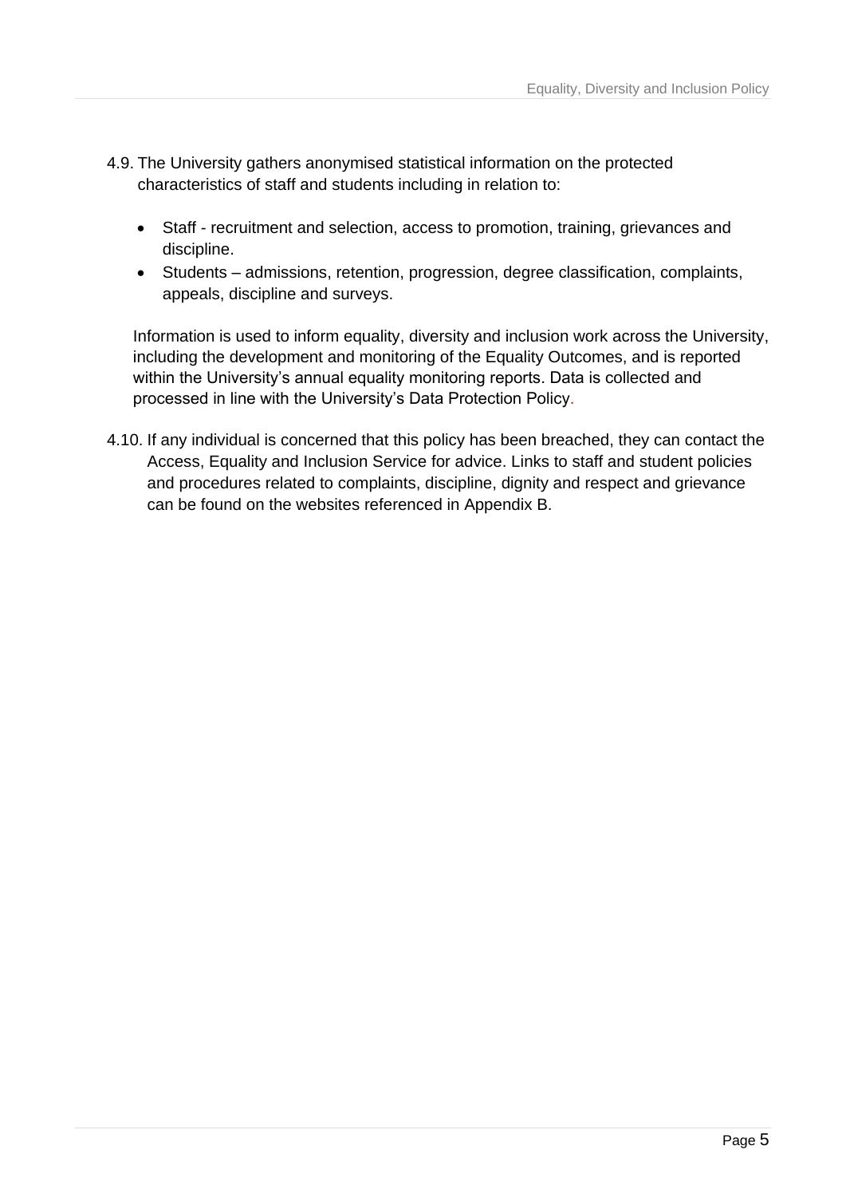4.9. The University gathers anonymised statistical information on the protected characteristics of staff and students including in relation to:

- Staff - recruitment and selection, access to promotion, training, grievances and discipline.
- Students – admissions, retention, progression, degree classification, complaints, appeals, discipline and surveys.

Information is used to inform equality, diversity and inclusion work across the University, including the development and monitoring of the Equality Outcomes, and is reported within the University's annual equality monitoring reports. Data is collected and processed in line with the University's Data Protection Policy.

4.10. If any individual is concerned that this policy has been breached, they can contact the Access, Equality and Inclusion Service for advice. Links to staff and student policies and procedures related to complaints, discipline, dignity and respect and grievance can be found on the websites referenced in Appendix B.